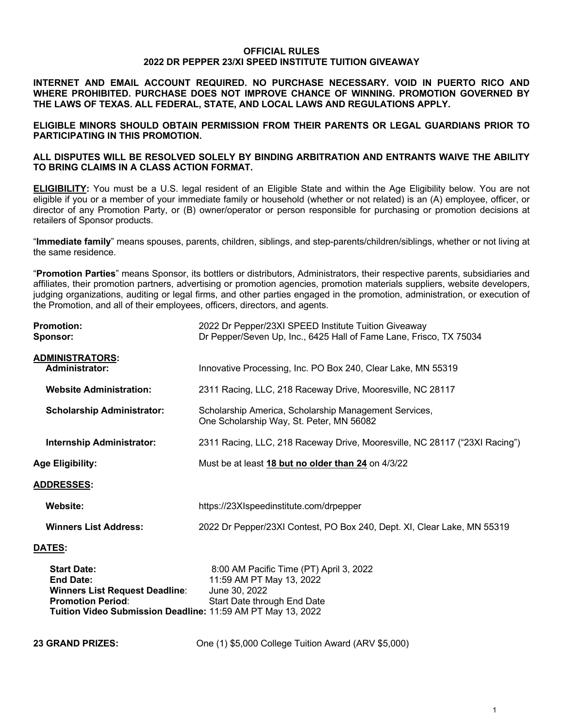# OFFICIAL RULES
## 2022 DR PEPPER 23/XI SPEED INSTITUTE TUITION GIVEAWAY

**INTERNET AND EMAIL ACCOUNT REQUIRED. NO PURCHASE NECESSARY. VOID IN PUERTO RICO AND WHERE PROHIBITED. PURCHASE DOES NOT IMPROVE CHANCE OF WINNING. PROMOTION GOVERNED BY THE LAWS OF TEXAS. ALL FEDERAL, STATE, AND LOCAL LAWS AND REGULATIONS APPLY.**

**ELIGIBLE MINORS SHOULD OBTAIN PERMISSION FROM THEIR PARENTS OR LEGAL GUARDIANS PRIOR TO PARTICIPATING IN THIS PROMOTION.**

**ALL DISPUTES WILL BE RESOLVED SOLELY BY BINDING ARBITRATION AND ENTRANTS WAIVE THE ABILITY TO BRING CLAIMS IN A CLASS ACTION FORMAT.**

**ELIGIBILITY:** You must be a U.S. legal resident of an Eligible State and within the Age Eligibility below. You are not eligible if you or a member of your immediate family or household (whether or not related) is an (A) employee, officer, or director of any Promotion Party, or (B) owner/operator or person responsible for purchasing or promotion decisions at retailers of Sponsor products.

"**Immediate family**" means spouses, parents, children, siblings, and step-parents/children/siblings, whether or not living at the same residence.

"**Promotion Parties**" means Sponsor, its bottlers or distributors, Administrators, their respective parents, subsidiaries and affiliates, their promotion partners, advertising or promotion agencies, promotion materials suppliers, website developers, judging organizations, auditing or legal firms, and other parties engaged in the promotion, administration, or execution of the Promotion, and all of their employees, officers, directors, and agents.

**Promotion:** 2022 Dr Pepper/23XI SPEED Institute Tuition Giveaway
**Sponsor:** Dr Pepper/Seven Up, Inc., 6425 Hall of Fame Lane, Frisco, TX 75034

**ADMINISTRATORS:**

- **Administrator:** Innovative Processing, Inc. PO Box 240, Clear Lake, MN 55319
- **Website Administration:** 2311 Racing, LLC, 218 Raceway Drive, Mooresville, NC 28117
- **Scholarship Administrator:** Scholarship America, Scholarship Management Services, One Scholarship Way, St. Peter, MN 56082
- **Internship Administrator:** 2311 Racing, LLC, 218 Raceway Drive, Mooresville, NC 28117 ("23XI Racing")

**Age Eligibility:** Must be at least **18 but no older than 24** on 4/3/22

**ADDRESSES:**

- **Website:** https://23XIspeedinstitute.com/drpepper
- **Winners List Address:** 2022 Dr Pepper/23XI Contest, PO Box 240, Dept. XI, Clear Lake, MN 55319

**DATES:**

- **Start Date:** 8:00 AM Pacific Time (PT) April 3, 2022
- **End Date:** 11:59 AM PT May 13, 2022
- **Winners List Request Deadline:** June 30, 2022
- **Promotion Period:** Start Date through End Date
- **Tuition Video Submission Deadline:** 11:59 AM PT May 13, 2022

**23 GRAND PRIZES:** One (1) $5,000 College Tuition Award (ARV $5,000)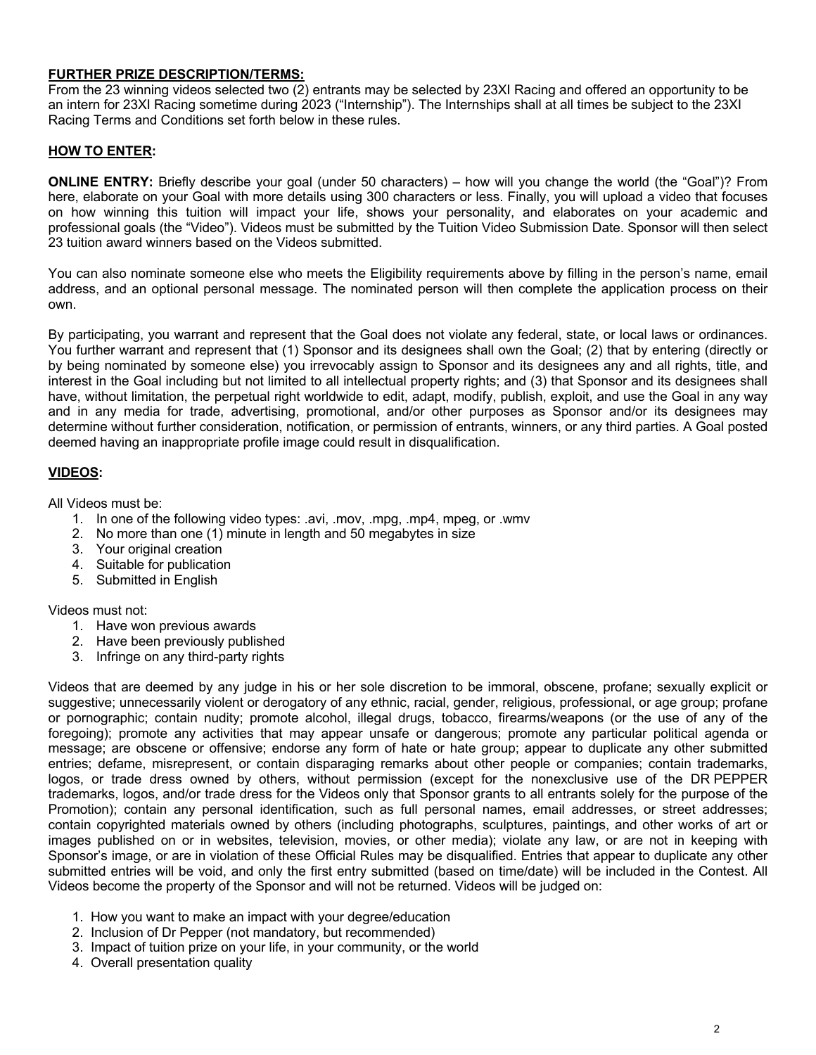**FURTHER PRIZE DESCRIPTION/TERMS:**

From the 23 winning videos selected two (2) entrants may be selected by 23XI Racing and offered an opportunity to be an intern for 23XI Racing sometime during 2023 ("Internship"). The Internships shall at all times be subject to the 23XI Racing Terms and Conditions set forth below in these rules.

**HOW TO ENTER:**

**ONLINE ENTRY:** Briefly describe your goal (under 50 characters) – how will you change the world (the "Goal")? From here, elaborate on your Goal with more details using 300 characters or less. Finally, you will upload a video that focuses on how winning this tuition will impact your life, shows your personality, and elaborates on your academic and professional goals (the "Video"). Videos must be submitted by the Tuition Video Submission Date. Sponsor will then select 23 tuition award winners based on the Videos submitted.

You can also nominate someone else who meets the Eligibility requirements above by filling in the person's name, email address, and an optional personal message. The nominated person will then complete the application process on their own.

By participating, you warrant and represent that the Goal does not violate any federal, state, or local laws or ordinances. You further warrant and represent that (1) Sponsor and its designees shall own the Goal; (2) that by entering (directly or by being nominated by someone else) you irrevocably assign to Sponsor and its designees any and all rights, title, and interest in the Goal including but not limited to all intellectual property rights; and (3) that Sponsor and its designees shall have, without limitation, the perpetual right worldwide to edit, adapt, modify, publish, exploit, and use the Goal in any way and in any media for trade, advertising, promotional, and/or other purposes as Sponsor and/or its designees may determine without further consideration, notification, or permission of entrants, winners, or any third parties. A Goal posted deemed having an inappropriate profile image could result in disqualification.

**VIDEOS:**

All Videos must be:

1. In one of the following video types: .avi, .mov, .mpg, .mp4, mpeg, or .wmv
2. No more than one (1) minute in length and 50 megabytes in size
3. Your original creation
4. Suitable for publication
5. Submitted in English

Videos must not:

1. Have won previous awards
2. Have been previously published
3. Infringe on any third-party rights

Videos that are deemed by any judge in his or her sole discretion to be immoral, obscene, profane; sexually explicit or suggestive; unnecessarily violent or derogatory of any ethnic, racial, gender, religious, professional, or age group; profane or pornographic; contain nudity; promote alcohol, illegal drugs, tobacco, firearms/weapons (or the use of any of the foregoing); promote any activities that may appear unsafe or dangerous; promote any particular political agenda or message; are obscene or offensive; endorse any form of hate or hate group; appear to duplicate any other submitted entries; defame, misrepresent, or contain disparaging remarks about other people or companies; contain trademarks, logos, or trade dress owned by others, without permission (except for the nonexclusive use of the DR PEPPER trademarks, logos, and/or trade dress for the Videos only that Sponsor grants to all entrants solely for the purpose of the Promotion); contain any personal identification, such as full personal names, email addresses, or street addresses; contain copyrighted materials owned by others (including photographs, sculptures, paintings, and other works of art or images published on or in websites, television, movies, or other media); violate any law, or are not in keeping with Sponsor's image, or are in violation of these Official Rules may be disqualified. Entries that appear to duplicate any other submitted entries will be void, and only the first entry submitted (based on time/date) will be included in the Contest. All Videos become the property of the Sponsor and will not be returned. Videos will be judged on:

1. How you want to make an impact with your degree/education
2. Inclusion of Dr Pepper (not mandatory, but recommended)
3. Impact of tuition prize on your life, in your community, or the world
4. Overall presentation quality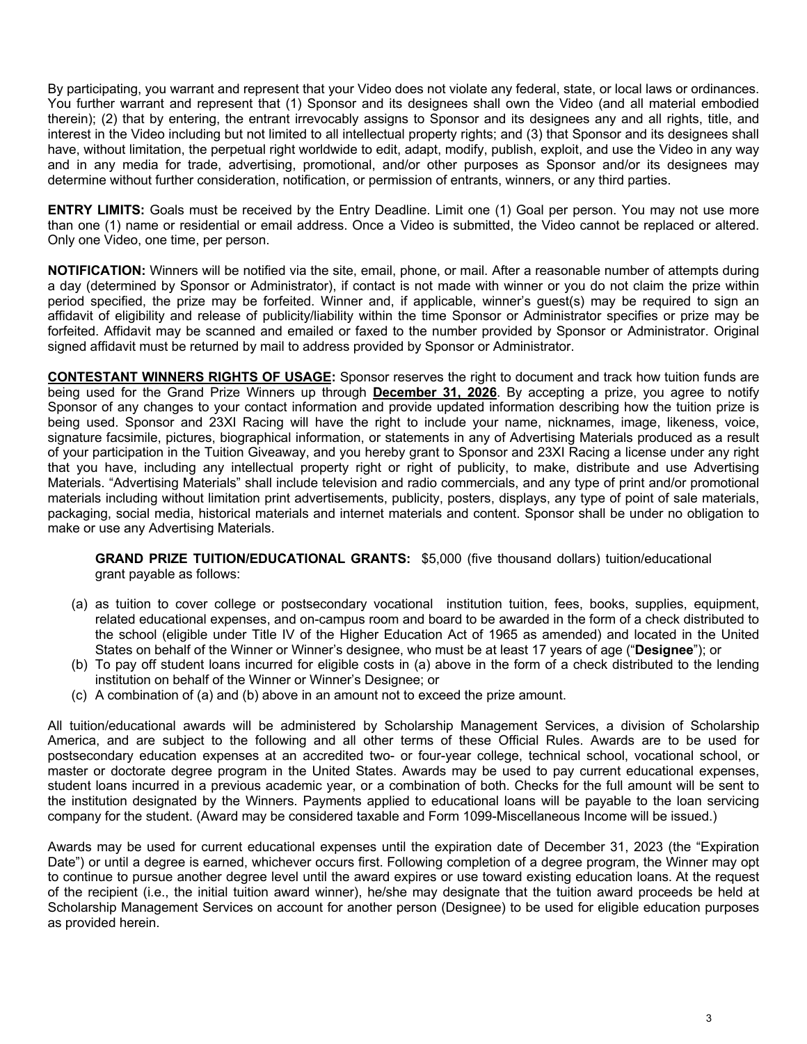By participating, you warrant and represent that your Video does not violate any federal, state, or local laws or ordinances. You further warrant and represent that (1) Sponsor and its designees shall own the Video (and all material embodied therein); (2) that by entering, the entrant irrevocably assigns to Sponsor and its designees any and all rights, title, and interest in the Video including but not limited to all intellectual property rights; and (3) that Sponsor and its designees shall have, without limitation, the perpetual right worldwide to edit, adapt, modify, publish, exploit, and use the Video in any way and in any media for trade, advertising, promotional, and/or other purposes as Sponsor and/or its designees may determine without further consideration, notification, or permission of entrants, winners, or any third parties.

**ENTRY LIMITS:** Goals must be received by the Entry Deadline. Limit one (1) Goal per person. You may not use more than one (1) name or residential or email address. Once a Video is submitted, the Video cannot be replaced or altered. Only one Video, one time, per person.

**NOTIFICATION:** Winners will be notified via the site, email, phone, or mail. After a reasonable number of attempts during a day (determined by Sponsor or Administrator), if contact is not made with winner or you do not claim the prize within period specified, the prize may be forfeited. Winner and, if applicable, winner's guest(s) may be required to sign an affidavit of eligibility and release of publicity/liability within the time Sponsor or Administrator specifies or prize may be forfeited. Affidavit may be scanned and emailed or faxed to the number provided by Sponsor or Administrator. Original signed affidavit must be returned by mail to address provided by Sponsor or Administrator.

**CONTESTANT WINNERS RIGHTS OF USAGE:** Sponsor reserves the right to document and track how tuition funds are being used for the Grand Prize Winners up through **December 31, 2026**. By accepting a prize, you agree to notify Sponsor of any changes to your contact information and provide updated information describing how the tuition prize is being used. Sponsor and 23XI Racing will have the right to include your name, nicknames, image, likeness, voice, signature facsimile, pictures, biographical information, or statements in any of Advertising Materials produced as a result of your participation in the Tuition Giveaway, and you hereby grant to Sponsor and 23XI Racing a license under any right that you have, including any intellectual property right or right of publicity, to make, distribute and use Advertising Materials. "Advertising Materials" shall include television and radio commercials, and any type of print and/or promotional materials including without limitation print advertisements, publicity, posters, displays, any type of point of sale materials, packaging, social media, historical materials and internet materials and content. Sponsor shall be under no obligation to make or use any Advertising Materials.

**GRAND PRIZE TUITION/EDUCATIONAL GRANTS:** $5,000 (five thousand dollars) tuition/educational grant payable as follows:

(a) as tuition to cover college or postsecondary vocational institution tuition, fees, books, supplies, equipment, related educational expenses, and on-campus room and board to be awarded in the form of a check distributed to the school (eligible under Title IV of the Higher Education Act of 1965 as amended) and located in the United States on behalf of the Winner or Winner's designee, who must be at least 17 years of age ("**Designee**"); or

(b) To pay off student loans incurred for eligible costs in (a) above in the form of a check distributed to the lending institution on behalf of the Winner or Winner's Designee; or

(c) A combination of (a) and (b) above in an amount not to exceed the prize amount.

All tuition/educational awards will be administered by Scholarship Management Services, a division of Scholarship America, and are subject to the following and all other terms of these Official Rules. Awards are to be used for postsecondary education expenses at an accredited two- or four-year college, technical school, vocational school, or master or doctorate degree program in the United States. Awards may be used to pay current educational expenses, student loans incurred in a previous academic year, or a combination of both. Checks for the full amount will be sent to the institution designated by the Winners. Payments applied to educational loans will be payable to the loan servicing company for the student. (Award may be considered taxable and Form 1099-Miscellaneous Income will be issued.)

Awards may be used for current educational expenses until the expiration date of December 31, 2023 (the "Expiration Date") or until a degree is earned, whichever occurs first. Following completion of a degree program, the Winner may opt to continue to pursue another degree level until the award expires or use toward existing education loans. At the request of the recipient (i.e., the initial tuition award winner), he/she may designate that the tuition award proceeds be held at Scholarship Management Services on account for another person (Designee) to be used for eligible education purposes as provided herein.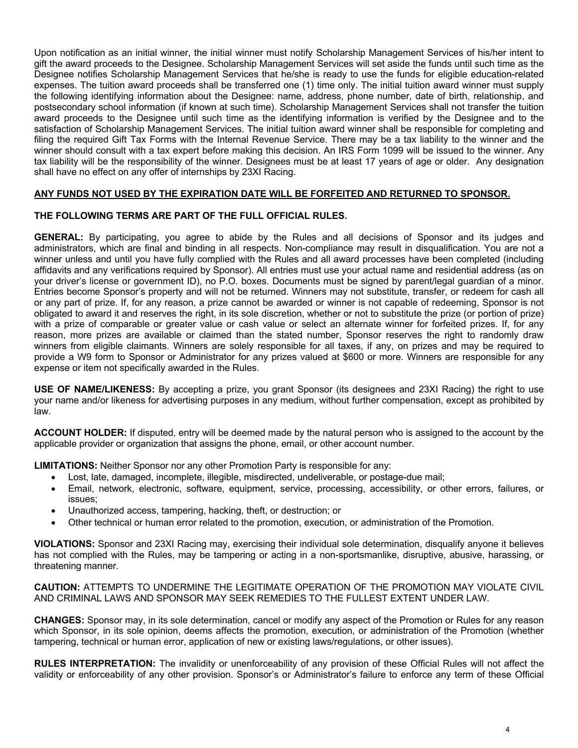Upon notification as an initial winner, the initial winner must notify Scholarship Management Services of his/her intent to gift the award proceeds to the Designee. Scholarship Management Services will set aside the funds until such time as the Designee notifies Scholarship Management Services that he/she is ready to use the funds for eligible education-related expenses. The tuition award proceeds shall be transferred one (1) time only. The initial tuition award winner must supply the following identifying information about the Designee: name, address, phone number, date of birth, relationship, and postsecondary school information (if known at such time). Scholarship Management Services shall not transfer the tuition award proceeds to the Designee until such time as the identifying information is verified by the Designee and to the satisfaction of Scholarship Management Services. The initial tuition award winner shall be responsible for completing and filing the required Gift Tax Forms with the Internal Revenue Service. There may be a tax liability to the winner and the winner should consult with a tax expert before making this decision. An IRS Form 1099 will be issued to the winner. Any tax liability will be the responsibility of the winner. Designees must be at least 17 years of age or older. Any designation shall have no effect on any offer of internships by 23XI Racing.

**ANY FUNDS NOT USED BY THE EXPIRATION DATE WILL BE FORFEITED AND RETURNED TO SPONSOR.**

**THE FOLLOWING TERMS ARE PART OF THE FULL OFFICIAL RULES.**

**GENERAL:** By participating, you agree to abide by the Rules and all decisions of Sponsor and its judges and administrators, which are final and binding in all respects. Non-compliance may result in disqualification. You are not a winner unless and until you have fully complied with the Rules and all award processes have been completed (including affidavits and any verifications required by Sponsor). All entries must use your actual name and residential address (as on your driver's license or government ID), no P.O. boxes. Documents must be signed by parent/legal guardian of a minor. Entries become Sponsor's property and will not be returned. Winners may not substitute, transfer, or redeem for cash all or any part of prize. If, for any reason, a prize cannot be awarded or winner is not capable of redeeming, Sponsor is not obligated to award it and reserves the right, in its sole discretion, whether or not to substitute the prize (or portion of prize) with a prize of comparable or greater value or cash value or select an alternate winner for forfeited prizes. If, for any reason, more prizes are available or claimed than the stated number, Sponsor reserves the right to randomly draw winners from eligible claimants. Winners are solely responsible for all taxes, if any, on prizes and may be required to provide a W9 form to Sponsor or Administrator for any prizes valued at $600 or more. Winners are responsible for any expense or item not specifically awarded in the Rules.

**USE OF NAME/LIKENESS:** By accepting a prize, you grant Sponsor (its designees and 23XI Racing) the right to use your name and/or likeness for advertising purposes in any medium, without further compensation, except as prohibited by law.

**ACCOUNT HOLDER:** If disputed, entry will be deemed made by the natural person who is assigned to the account by the applicable provider or organization that assigns the phone, email, or other account number.

**LIMITATIONS:** Neither Sponsor nor any other Promotion Party is responsible for any:

- Lost, late, damaged, incomplete, illegible, misdirected, undeliverable, or postage-due mail;
- Email, network, electronic, software, equipment, service, processing, accessibility, or other errors, failures, or issues;
- Unauthorized access, tampering, hacking, theft, or destruction; or
- Other technical or human error related to the promotion, execution, or administration of the Promotion.

**VIOLATIONS:** Sponsor and 23XI Racing may, exercising their individual sole determination, disqualify anyone it believes has not complied with the Rules, may be tampering or acting in a non-sportsmanlike, disruptive, abusive, harassing, or threatening manner.

**CAUTION:** ATTEMPTS TO UNDERMINE THE LEGITIMATE OPERATION OF THE PROMOTION MAY VIOLATE CIVIL AND CRIMINAL LAWS AND SPONSOR MAY SEEK REMEDIES TO THE FULLEST EXTENT UNDER LAW.

**CHANGES:** Sponsor may, in its sole determination, cancel or modify any aspect of the Promotion or Rules for any reason which Sponsor, in its sole opinion, deems affects the promotion, execution, or administration of the Promotion (whether tampering, technical or human error, application of new or existing laws/regulations, or other issues).

**RULES INTERPRETATION:** The invalidity or unenforceability of any provision of these Official Rules will not affect the validity or enforceability of any other provision. Sponsor's or Administrator's failure to enforce any term of these Official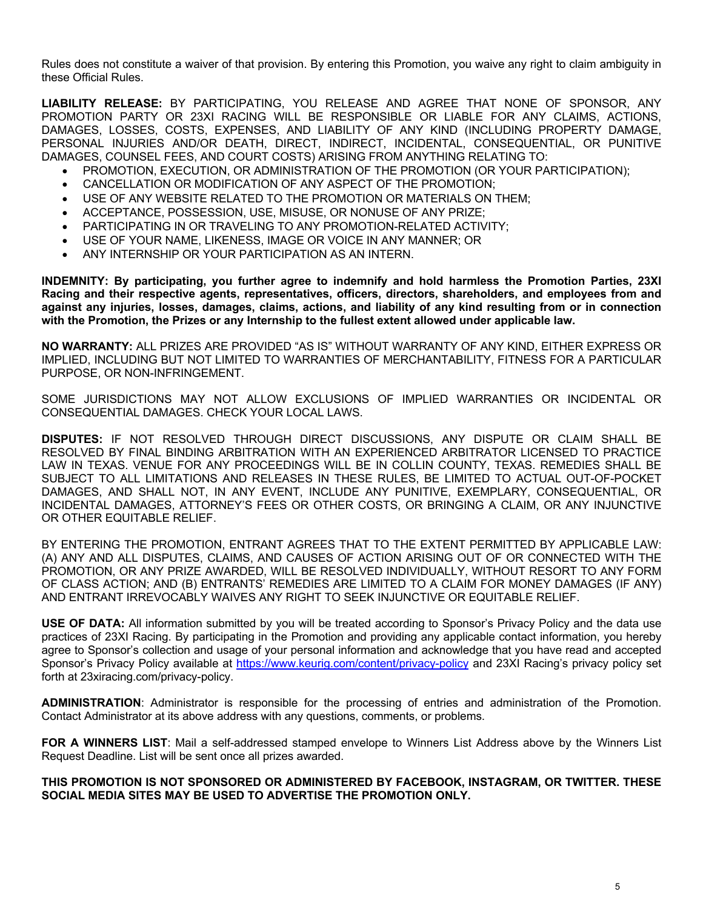Rules does not constitute a waiver of that provision. By entering this Promotion, you waive any right to claim ambiguity in these Official Rules.

**LIABILITY RELEASE:** BY PARTICIPATING, YOU RELEASE AND AGREE THAT NONE OF SPONSOR, ANY PROMOTION PARTY OR 23XI RACING WILL BE RESPONSIBLE OR LIABLE FOR ANY CLAIMS, ACTIONS, DAMAGES, LOSSES, COSTS, EXPENSES, AND LIABILITY OF ANY KIND (INCLUDING PROPERTY DAMAGE, PERSONAL INJURIES AND/OR DEATH, DIRECT, INDIRECT, INCIDENTAL, CONSEQUENTIAL, OR PUNITIVE DAMAGES, COUNSEL FEES, AND COURT COSTS) ARISING FROM ANYTHING RELATING TO:

- PROMOTION, EXECUTION, OR ADMINISTRATION OF THE PROMOTION (OR YOUR PARTICIPATION);
- CANCELLATION OR MODIFICATION OF ANY ASPECT OF THE PROMOTION;
- USE OF ANY WEBSITE RELATED TO THE PROMOTION OR MATERIALS ON THEM;
- ACCEPTANCE, POSSESSION, USE, MISUSE, OR NONUSE OF ANY PRIZE;
- PARTICIPATING IN OR TRAVELING TO ANY PROMOTION-RELATED ACTIVITY;
- USE OF YOUR NAME, LIKENESS, IMAGE OR VOICE IN ANY MANNER; OR
- ANY INTERNSHIP OR YOUR PARTICIPATION AS AN INTERN.

**INDEMNITY: By participating, you further agree to indemnify and hold harmless the Promotion Parties, 23XI Racing and their respective agents, representatives, officers, directors, shareholders, and employees from and against any injuries, losses, damages, claims, actions, and liability of any kind resulting from or in connection with the Promotion, the Prizes or any Internship to the fullest extent allowed under applicable law.**

**NO WARRANTY:** ALL PRIZES ARE PROVIDED “AS IS” WITHOUT WARRANTY OF ANY KIND, EITHER EXPRESS OR IMPLIED, INCLUDING BUT NOT LIMITED TO WARRANTIES OF MERCHANTABILITY, FITNESS FOR A PARTICULAR PURPOSE, OR NON-INFRINGEMENT.

SOME JURISDICTIONS MAY NOT ALLOW EXCLUSIONS OF IMPLIED WARRANTIES OR INCIDENTAL OR CONSEQUENTIAL DAMAGES. CHECK YOUR LOCAL LAWS.

**DISPUTES:** IF NOT RESOLVED THROUGH DIRECT DISCUSSIONS, ANY DISPUTE OR CLAIM SHALL BE RESOLVED BY FINAL BINDING ARBITRATION WITH AN EXPERIENCED ARBITRATOR LICENSED TO PRACTICE LAW IN TEXAS. VENUE FOR ANY PROCEEDINGS WILL BE IN COLLIN COUNTY, TEXAS. REMEDIES SHALL BE SUBJECT TO ALL LIMITATIONS AND RELEASES IN THESE RULES, BE LIMITED TO ACTUAL OUT-OF-POCKET DAMAGES, AND SHALL NOT, IN ANY EVENT, INCLUDE ANY PUNITIVE, EXEMPLARY, CONSEQUENTIAL, OR INCIDENTAL DAMAGES, ATTORNEY’S FEES OR OTHER COSTS, OR BRINGING A CLAIM, OR ANY INJUNCTIVE OR OTHER EQUITABLE RELIEF.

BY ENTERING THE PROMOTION, ENTRANT AGREES THAT TO THE EXTENT PERMITTED BY APPLICABLE LAW: (A) ANY AND ALL DISPUTES, CLAIMS, AND CAUSES OF ACTION ARISING OUT OF OR CONNECTED WITH THE PROMOTION, OR ANY PRIZE AWARDED, WILL BE RESOLVED INDIVIDUALLY, WITHOUT RESORT TO ANY FORM OF CLASS ACTION; AND (B) ENTRANTS’ REMEDIES ARE LIMITED TO A CLAIM FOR MONEY DAMAGES (IF ANY) AND ENTRANT IRREVOCABLY WAIVES ANY RIGHT TO SEEK INJUNCTIVE OR EQUITABLE RELIEF.

**USE OF DATA:** All information submitted by you will be treated according to Sponsor’s Privacy Policy and the data use practices of 23XI Racing. By participating in the Promotion and providing any applicable contact information, you hereby agree to Sponsor’s collection and usage of your personal information and acknowledge that you have read and accepted Sponsor’s Privacy Policy available at [https://www.keurig.com/content/privacy-policy](https://www.keurig.com/content/privacy-policy) and 23XI Racing’s privacy policy set forth at 23xiracing.com/privacy-policy.

**ADMINISTRATION**: Administrator is responsible for the processing of entries and administration of the Promotion. Contact Administrator at its above address with any questions, comments, or problems.

**FOR A WINNERS LIST**: Mail a self-addressed stamped envelope to Winners List Address above by the Winners List Request Deadline. List will be sent once all prizes awarded.

**THIS PROMOTION IS NOT SPONSORED OR ADMINISTERED BY FACEBOOK, INSTAGRAM, OR TWITTER. THESE SOCIAL MEDIA SITES MAY BE USED TO ADVERTISE THE PROMOTION ONLY.**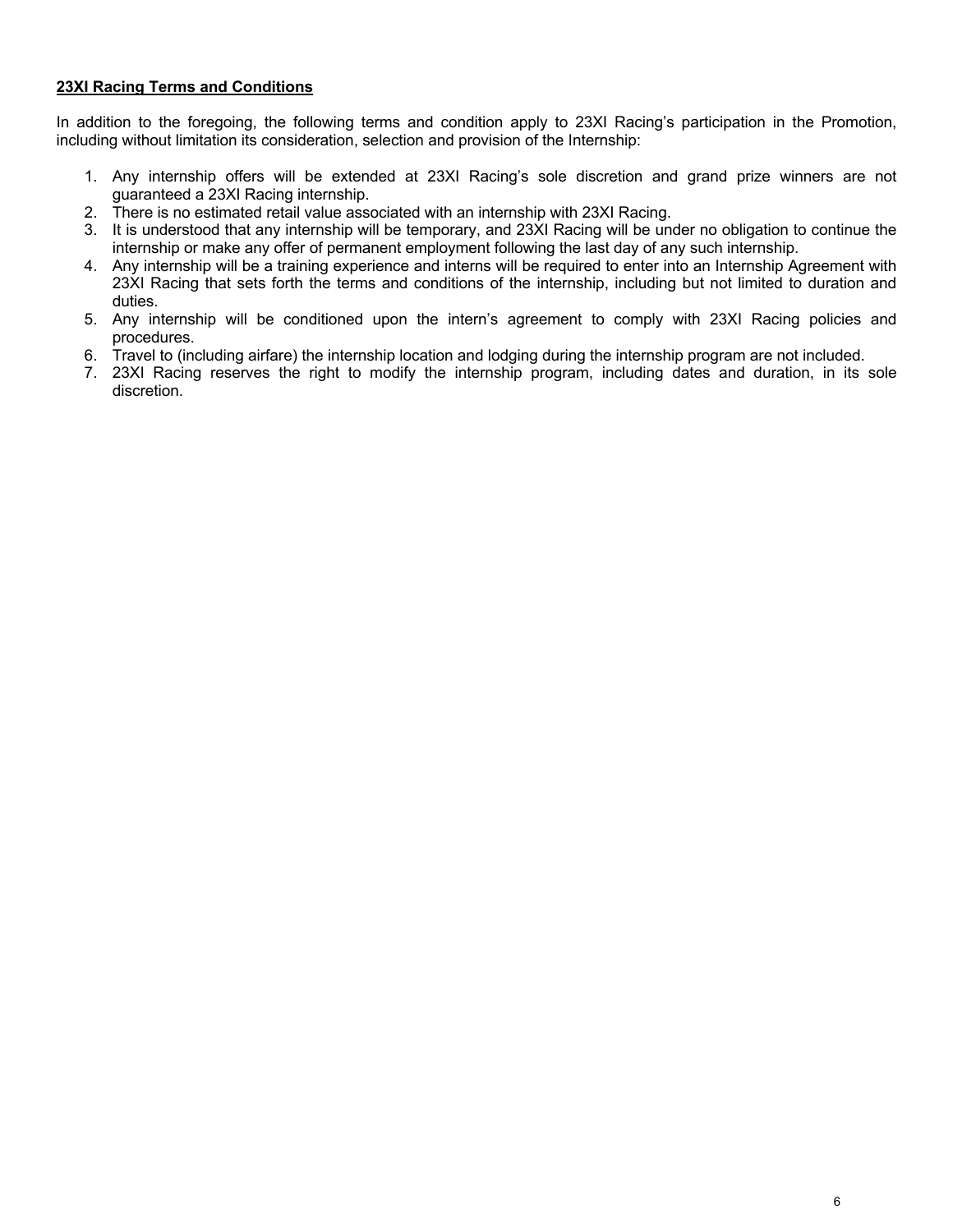**23XI Racing Terms and Conditions**

In addition to the foregoing, the following terms and condition apply to 23XI Racing's participation in the Promotion, including without limitation its consideration, selection and provision of the Internship:

1. Any internship offers will be extended at 23XI Racing's sole discretion and grand prize winners are not guaranteed a 23XI Racing internship.
2. There is no estimated retail value associated with an internship with 23XI Racing.
3. It is understood that any internship will be temporary, and 23XI Racing will be under no obligation to continue the internship or make any offer of permanent employment following the last day of any such internship.
4. Any internship will be a training experience and interns will be required to enter into an Internship Agreement with 23XI Racing that sets forth the terms and conditions of the internship, including but not limited to duration and duties.
5. Any internship will be conditioned upon the intern's agreement to comply with 23XI Racing policies and procedures.
6. Travel to (including airfare) the internship location and lodging during the internship program are not included.
7. 23XI Racing reserves the right to modify the internship program, including dates and duration, in its sole discretion.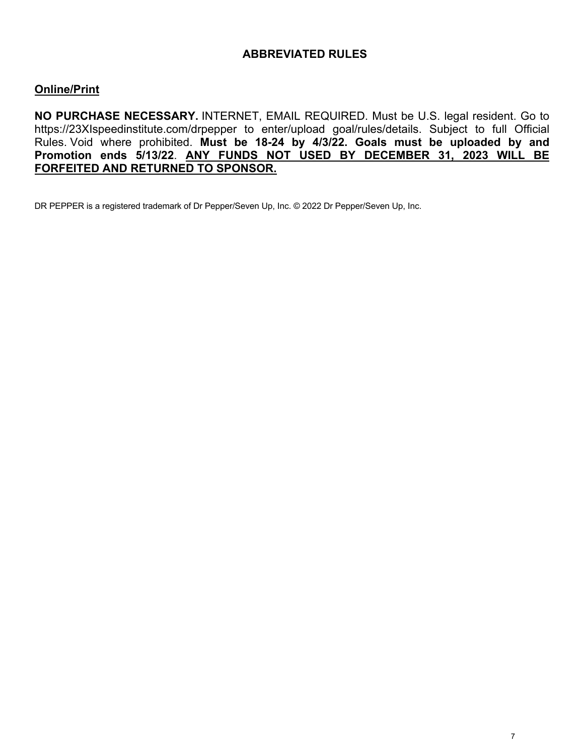## ABBREVIATED RULES

### Online/Print

**NO PURCHASE NECESSARY.** INTERNET, EMAIL REQUIRED. Must be U.S. legal resident. Go to https://23XIspeedinstitute.com/drpepper to enter/upload goal/rules/details. Subject to full Official Rules. Void where prohibited. **Must be 18-24 by 4/3/22. Goals must be uploaded by and Promotion ends 5/13/22**. **ANY FUNDS NOT USED BY DECEMBER 31, 2023 WILL BE FORFEITED AND RETURNED TO SPONSOR.**

DR PEPPER is a registered trademark of Dr Pepper/Seven Up, Inc. © 2022 Dr Pepper/Seven Up, Inc.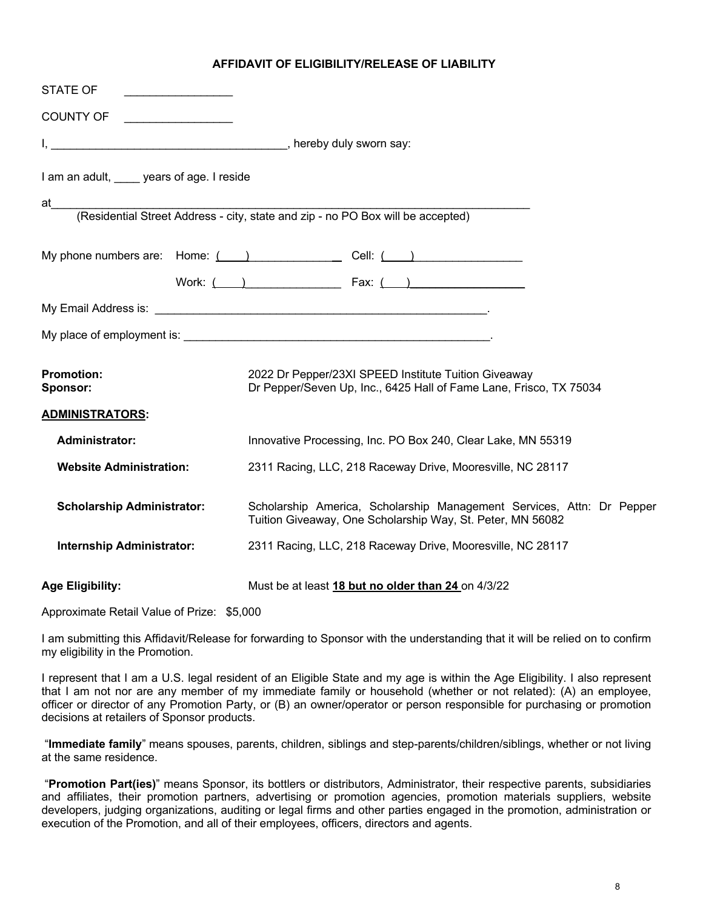**AFFIDAVIT OF ELIGIBILITY/RELEASE OF LIABILITY**

STATE OF \_\_\_\_\_\_\_\_\_\_\_\_\_\_\_\_

COUNTY OF \_\_\_\_\_\_\_\_\_\_\_\_\_\_\_\_

I, \_\_\_\_\_\_\_\_\_\_\_\_\_\_\_\_\_\_\_\_\_\_\_\_\_\_\_\_\_\_\_\_\_\_\_\_\_\_, hereby duly sworn say:

I am an adult, \_\_\_\_ years of age. I reside

at\_\_\_\_\_\_\_\_\_\_\_\_\_\_\_\_\_\_\_\_\_\_\_\_\_\_\_\_\_\_\_\_\_\_\_\_\_\_\_\_\_\_\_\_\_\_\_\_\_\_\_\_\_\_\_\_\_\_\_\_\_\_\_\_\_\_\_\_\_\_\_\_\_\_
(Residential Street Address - city, state and zip - no PO Box will be accepted)

My phone numbers are: Home: (\_\_\_\_) \_\_\_\_\_\_\_\_\_\_\_\_\_\_ Cell: (\_\_\_\_) \_\_\_\_\_\_\_\_\_\_\_\_\_\_\_\_\_

Work: (\_\_\_\_) \_\_\_\_\_\_\_\_\_\_\_\_\_\_\_ Fax: (\_\_\_) \_\_\_\_\_\_\_\_\_\_\_\_\_\_\_\_\_\_

My Email Address is: \_\_\_\_\_\_\_\_\_\_\_\_\_\_\_\_\_\_\_\_\_\_\_\_\_\_\_\_\_\_\_\_\_\_\_\_\_\_\_\_\_\_\_\_\_\_\_\_\_\_\_\_\_.

My place of employment is: \_\_\_\_\_\_\_\_\_\_\_\_\_\_\_\_\_\_\_\_\_\_\_\_\_\_\_\_\_\_\_\_\_\_\_\_\_\_\_\_\_\_\_\_\_\_\_\_\_\_\_.

**Promotion:** 2022 Dr Pepper/23XI SPEED Institute Tuition Giveaway
**Sponsor:** Dr Pepper/Seven Up, Inc., 6425 Hall of Fame Lane, Frisco, TX 75034

**ADMINISTRATORS:**

**Administrator:** Innovative Processing, Inc. PO Box 240, Clear Lake, MN 55319

**Website Administration:** 2311 Racing, LLC, 218 Raceway Drive, Mooresville, NC 28117

**Scholarship Administrator:** Scholarship America, Scholarship Management Services, Attn: Dr Pepper Tuition Giveaway, One Scholarship Way, St. Peter, MN 56082

**Internship Administrator:** 2311 Racing, LLC, 218 Raceway Drive, Mooresville, NC 28117

**Age Eligibility:** Must be at least **18 but no older than 24** on 4/3/22

Approximate Retail Value of Prize: $5,000

I am submitting this Affidavit/Release for forwarding to Sponsor with the understanding that it will be relied on to confirm my eligibility in the Promotion.

I represent that I am a U.S. legal resident of an Eligible State and my age is within the Age Eligibility. I also represent that I am not nor are any member of my immediate family or household (whether or not related): (A) an employee, officer or director of any Promotion Party, or (B) an owner/operator or person responsible for purchasing or promotion decisions at retailers of Sponsor products.

"**Immediate family**" means spouses, parents, children, siblings and step-parents/children/siblings, whether or not living at the same residence.

"**Promotion Part(ies)**" means Sponsor, its bottlers or distributors, Administrator, their respective parents, subsidiaries and affiliates, their promotion partners, advertising or promotion agencies, promotion materials suppliers, website developers, judging organizations, auditing or legal firms and other parties engaged in the promotion, administration or execution of the Promotion, and all of their employees, officers, directors and agents.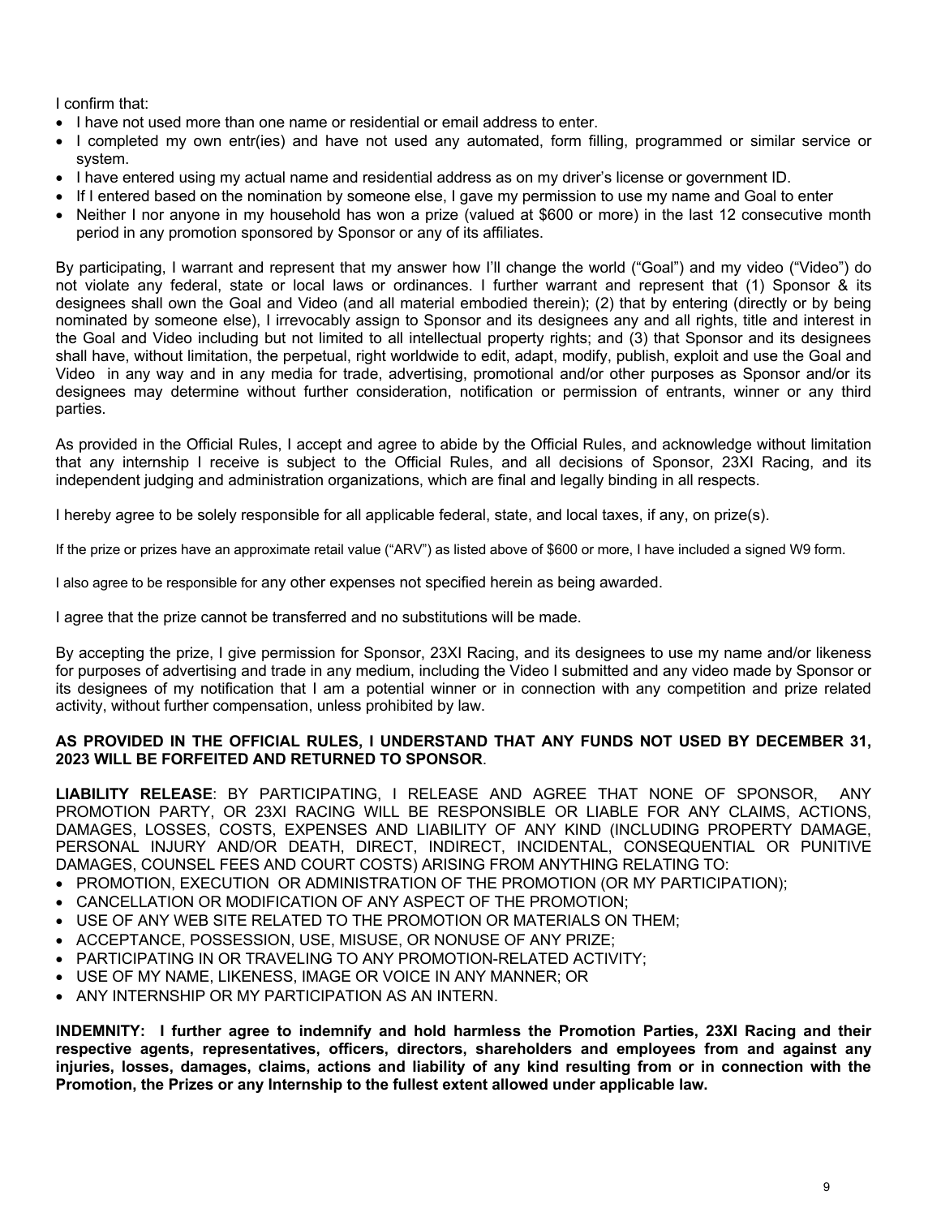I confirm that:

- I have not used more than one name or residential or email address to enter.
- I completed my own entr(ies) and have not used any automated, form filling, programmed or similar service or system.
- I have entered using my actual name and residential address as on my driver's license or government ID.
- If I entered based on the nomination by someone else, I gave my permission to use my name and Goal to enter
- Neither I nor anyone in my household has won a prize (valued at $600 or more) in the last 12 consecutive month period in any promotion sponsored by Sponsor or any of its affiliates.

By participating, I warrant and represent that my answer how I'll change the world ("Goal") and my video ("Video") do not violate any federal, state or local laws or ordinances. I further warrant and represent that (1) Sponsor & its designees shall own the Goal and Video (and all material embodied therein); (2) that by entering (directly or by being nominated by someone else), I irrevocably assign to Sponsor and its designees any and all rights, title and interest in the Goal and Video including but not limited to all intellectual property rights; and (3) that Sponsor and its designees shall have, without limitation, the perpetual, right worldwide to edit, adapt, modify, publish, exploit and use the Goal and Video in any way and in any media for trade, advertising, promotional and/or other purposes as Sponsor and/or its designees may determine without further consideration, notification or permission of entrants, winner or any third parties.

As provided in the Official Rules, I accept and agree to abide by the Official Rules, and acknowledge without limitation that any internship I receive is subject to the Official Rules, and all decisions of Sponsor, 23XI Racing, and its independent judging and administration organizations, which are final and legally binding in all respects.

I hereby agree to be solely responsible for all applicable federal, state, and local taxes, if any, on prize(s).

If the prize or prizes have an approximate retail value ("ARV") as listed above of $600 or more, I have included a signed W9 form.

I also agree to be responsible for any other expenses not specified herein as being awarded.

I agree that the prize cannot be transferred and no substitutions will be made.

By accepting the prize, I give permission for Sponsor, 23XI Racing, and its designees to use my name and/or likeness for purposes of advertising and trade in any medium, including the Video I submitted and any video made by Sponsor or its designees of my notification that I am a potential winner or in connection with any competition and prize related activity, without further compensation, unless prohibited by law.

**AS PROVIDED IN THE OFFICIAL RULES, I UNDERSTAND THAT ANY FUNDS NOT USED BY DECEMBER 31, 2023 WILL BE FORFEITED AND RETURNED TO SPONSOR**.

**LIABILITY RELEASE**: BY PARTICIPATING, I RELEASE AND AGREE THAT NONE OF SPONSOR, ANY PROMOTION PARTY, OR 23XI RACING WILL BE RESPONSIBLE OR LIABLE FOR ANY CLAIMS, ACTIONS, DAMAGES, LOSSES, COSTS, EXPENSES AND LIABILITY OF ANY KIND (INCLUDING PROPERTY DAMAGE, PERSONAL INJURY AND/OR DEATH, DIRECT, INDIRECT, INCIDENTAL, CONSEQUENTIAL OR PUNITIVE DAMAGES, COUNSEL FEES AND COURT COSTS) ARISING FROM ANYTHING RELATING TO:

- PROMOTION, EXECUTION OR ADMINISTRATION OF THE PROMOTION (OR MY PARTICIPATION);
- CANCELLATION OR MODIFICATION OF ANY ASPECT OF THE PROMOTION;
- USE OF ANY WEB SITE RELATED TO THE PROMOTION OR MATERIALS ON THEM;
- ACCEPTANCE, POSSESSION, USE, MISUSE, OR NONUSE OF ANY PRIZE;
- PARTICIPATING IN OR TRAVELING TO ANY PROMOTION-RELATED ACTIVITY;
- USE OF MY NAME, LIKENESS, IMAGE OR VOICE IN ANY MANNER; OR
- ANY INTERNSHIP OR MY PARTICIPATION AS AN INTERN.

**INDEMNITY: I further agree to indemnify and hold harmless the Promotion Parties, 23XI Racing and their respective agents, representatives, officers, directors, shareholders and employees from and against any injuries, losses, damages, claims, actions and liability of any kind resulting from or in connection with the Promotion, the Prizes or any Internship to the fullest extent allowed under applicable law.**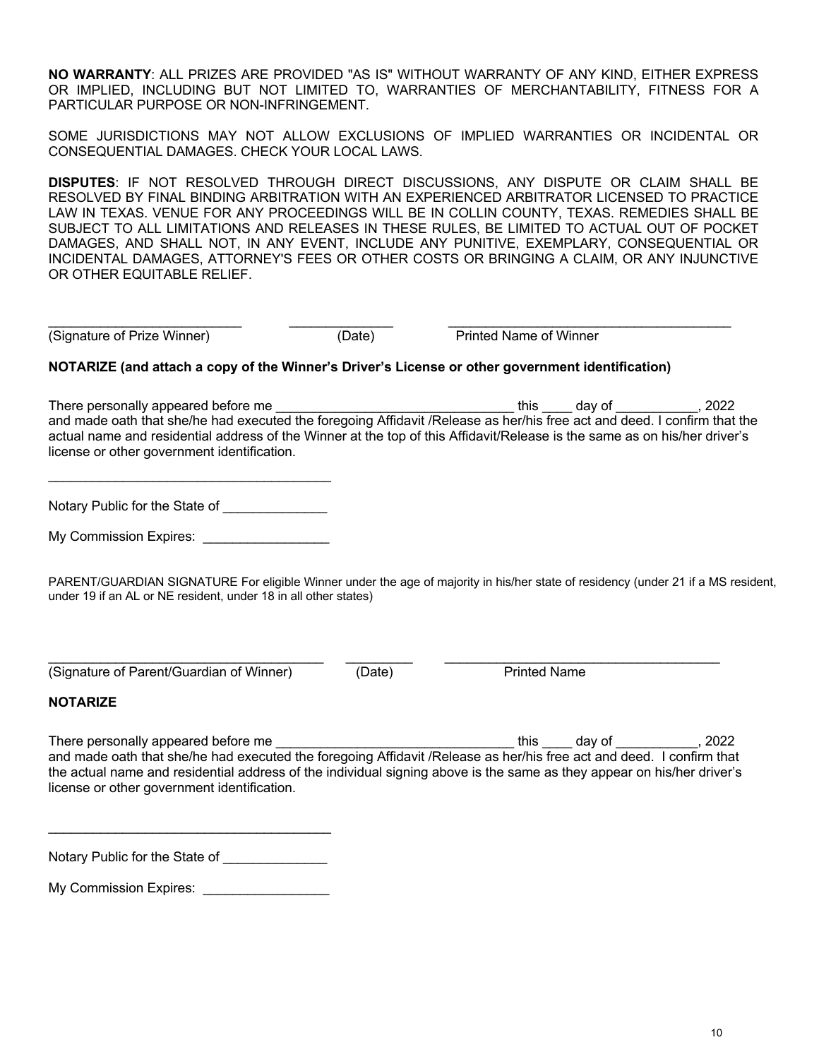**NO WARRANTY**: ALL PRIZES ARE PROVIDED "AS IS" WITHOUT WARRANTY OF ANY KIND, EITHER EXPRESS OR IMPLIED, INCLUDING BUT NOT LIMITED TO, WARRANTIES OF MERCHANTABILITY, FITNESS FOR A PARTICULAR PURPOSE OR NON-INFRINGEMENT.

SOME JURISDICTIONS MAY NOT ALLOW EXCLUSIONS OF IMPLIED WARRANTIES OR INCIDENTAL OR CONSEQUENTIAL DAMAGES. CHECK YOUR LOCAL LAWS.

**DISPUTES**: IF NOT RESOLVED THROUGH DIRECT DISCUSSIONS, ANY DISPUTE OR CLAIM SHALL BE RESOLVED BY FINAL BINDING ARBITRATION WITH AN EXPERIENCED ARBITRATOR LICENSED TO PRACTICE LAW IN TEXAS. VENUE FOR ANY PROCEEDINGS WILL BE IN COLLIN COUNTY, TEXAS. REMEDIES SHALL BE SUBJECT TO ALL LIMITATIONS AND RELEASES IN THESE RULES, BE LIMITED TO ACTUAL OUT OF POCKET DAMAGES, AND SHALL NOT, IN ANY EVENT, INCLUDE ANY PUNITIVE, EXEMPLARY, CONSEQUENTIAL OR INCIDENTAL DAMAGES, ATTORNEY'S FEES OR OTHER COSTS OR BRINGING A CLAIM, OR ANY INJUNCTIVE OR OTHER EQUITABLE RELIEF.

___________________________ &nbsp;&nbsp;&nbsp; _______________ &nbsp;&nbsp;&nbsp; ________________________________________

(Signature of Prize Winner) &nbsp;&nbsp;&nbsp; (Date) &nbsp;&nbsp;&nbsp; Printed Name of Winner

**NOTARIZE (and attach a copy of the Winner's Driver's License or other government identification)**

There personally appeared before me _________________________________ this ____ day of ___________, 2022 and made oath that she/he had executed the foregoing Affidavit /Release as her/his free act and deed. I confirm that the actual name and residential address of the Winner at the top of this Affidavit/Release is the same as on his/her driver's license or other government identification.

_______________________________________

Notary Public for the State of ______________

My Commission Expires: _________________

PARENT/GUARDIAN SIGNATURE For eligible Winner under the age of majority in his/her state of residency (under 21 if a MS resident, under 19 if an AL or NE resident, under 18 in all other states)

_______________________________________ &nbsp;&nbsp;&nbsp; __________ &nbsp;&nbsp;&nbsp; _______________________________________

(Signature of Parent/Guardian of Winner) &nbsp;&nbsp;&nbsp; (Date) &nbsp;&nbsp;&nbsp; Printed Name

**NOTARIZE**

There personally appeared before me _________________________________ this ____ day of ___________, 2022 and made oath that she/he had executed the foregoing Affidavit /Release as her/his free act and deed. I confirm that the actual name and residential address of the individual signing above is the same as they appear on his/her driver's license or other government identification.

_______________________________________

Notary Public for the State of ______________

My Commission Expires: _________________